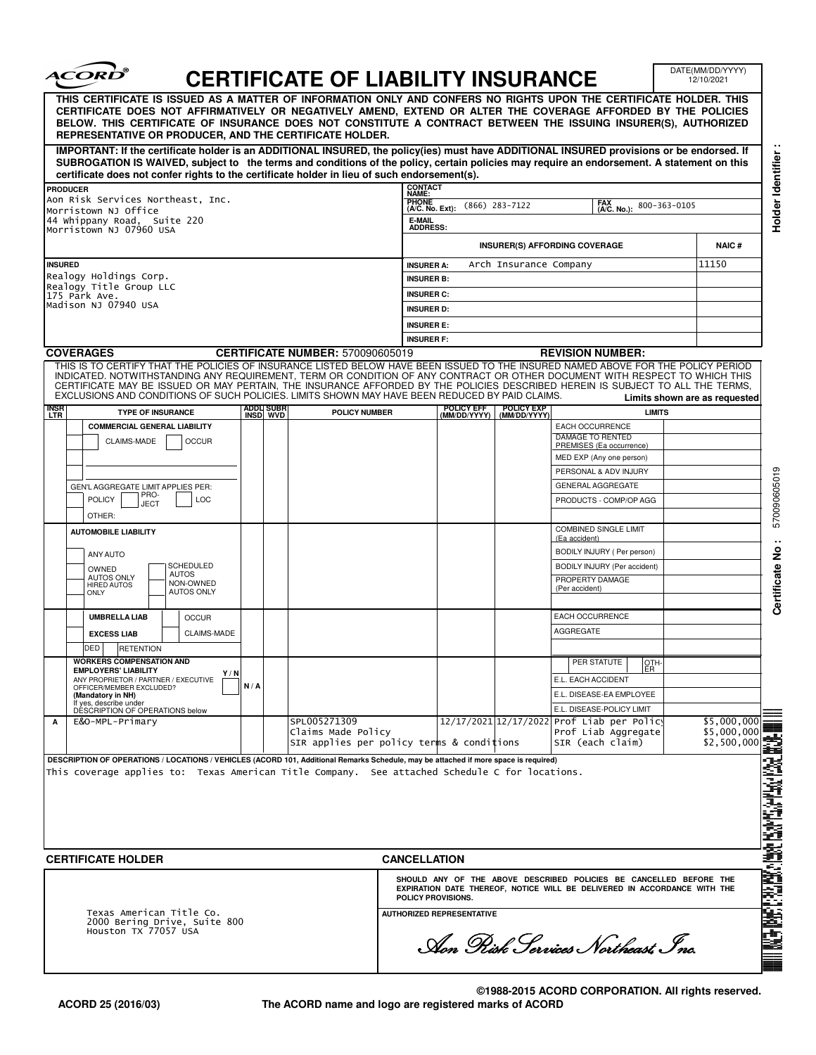# CERTIFICATE OF LIABILITY INSURANCE

DATE(MM/DD/YYYY) 12/10/2021

**THIS CERTIFICATE IS ISSUED AS A MATTER OF INFORMATION ONLY AND CONFERS NO RIGHTS UPON THE CERTIFICATE HOLDER. THIS CERTIFICATE DOES NOT AFFIRMATIVELY OR NEGATIVELY AMEND, EXTEND OR ALTER THE COVERAGE AFFORDED BY THE POLICIES BELOW. THIS CERTIFICATE OF INSURANCE DOES NOT CONSTITUTE A CONTRACT BETWEEN THE ISSUING INSURER(S), AUTHORIZED REPRESENTATIVE OR PRODUCER, AND THE CERTIFICATE HOLDER.**

**IMPORTANT: If the certificate holder is an ADDITIONAL INSURED, the policy(ies) must have ADDITIONAL INSURED provisions or be endorsed. If SUBROGATION IS WAIVED, subject to the terms and conditions of the policy, certain policies may require an endorsement. A statement on this certificate does not confer rights to the certificate holder in lieu of such endorsement(s).**

| PRODUCER | CONTACT NAME: | | |
|---|---|---|---|
| Aon Risk Services Northeast, Inc.<br>Morristown NJ Office<br>44 Whippany Road, Suite 220<br>Morristown NJ 07960 USA | PHONE (A/C. No. Ext): (866) 283-7122 | FAX (A/C. No.): 800-363-0105 | |
| | E-MAIL ADDRESS: | | |
| | **INSURER(S) AFFORDING COVERAGE** | | **NAIC #** |
| **INSURED** | INSURER A: | Arch Insurance Company | 11150 |
| Realogy Holdings Corp.<br>Realogy Title Group LLC<br>175 Park Ave.<br>Madison NJ 07940 USA | INSURER B: | | |
| | INSURER C: | | |
| | INSURER D: | | |
| | INSURER E: | | |
| | INSURER F: | | |

**COVERAGES** **CERTIFICATE NUMBER:** 570090605019 **REVISION NUMBER:**

THIS IS TO CERTIFY THAT THE POLICIES OF INSURANCE LISTED BELOW HAVE BEEN ISSUED TO THE INSURED NAMED ABOVE FOR THE POLICY PERIOD INDICATED. NOTWITHSTANDING ANY REQUIREMENT, TERM OR CONDITION OF ANY CONTRACT OR OTHER DOCUMENT WITH RESPECT TO WHICH THIS CERTIFICATE MAY BE ISSUED OR MAY PERTAIN, THE INSURANCE AFFORDED BY THE POLICIES DESCRIBED HEREIN IS SUBJECT TO ALL THE TERMS, EXCLUSIONS AND CONDITIONS OF SUCH POLICIES. LIMITS SHOWN MAY HAVE BEEN REDUCED BY PAID CLAIMS. **Limits shown are as requested**

| INSR LTR | TYPE OF INSURANCE | ADDL INSD | SUBR WVD | POLICY NUMBER | POLICY EFF (MM/DD/YYYY) | POLICY EXP (MM/DD/YYYY) | LIMITS | |
|---|---|---|---|---|---|---|---|---|
| | **COMMERCIAL GENERAL LIABILITY**<br>CLAIMS-MADE / OCCUR<br>GEN'L AGGREGATE LIMIT APPLIES PER: POLICY / PRO-JECT / LOC<br>OTHER: | | | | | | EACH OCCURRENCE | |
| | | | | | | | DAMAGE TO RENTED PREMISES (Ea occurrence) | |
| | | | | | | | MED EXP (Any one person) | |
| | | | | | | | PERSONAL & ADV INJURY | |
| | | | | | | | GENERAL AGGREGATE | |
| | | | | | | | PRODUCTS - COMP/OP AGG | |
| | **AUTOMOBILE LIABILITY**<br>ANY AUTO<br>OWNED AUTOS ONLY / SCHEDULED AUTOS<br>HIRED AUTOS ONLY / NON-OWNED AUTOS ONLY | | | | | | COMBINED SINGLE LIMIT (Ea accident) | |
| | | | | | | | BODILY INJURY ( Per person) | |
| | | | | | | | BODILY INJURY (Per accident) | |
| | | | | | | | PROPERTY DAMAGE (Per accident) | |
| | **UMBRELLA LIAB** / OCCUR<br>**EXCESS LIAB** / CLAIMS-MADE<br>DED / RETENTION | | | | | | EACH OCCURRENCE | |
| | | | | | | | AGGREGATE | |
| | **WORKERS COMPENSATION AND EMPLOYERS' LIABILITY** Y / N<br>ANY PROPRIETOR / PARTNER / EXECUTIVE OFFICER/MEMBER EXCLUDED? **(Mandatory in NH)**<br>If yes, describe under DESCRIPTION OF OPERATIONS below | N / A | | | | | PER STATUTE / OTH-ER | |
| | | | | | | | E.L. EACH ACCIDENT | |
| | | | | | | | E.L. DISEASE-EA EMPLOYEE | |
| | | | | | | | E.L. DISEASE-POLICY LIMIT | |
| A | E&O-MPL-Primary | | | SPL005271309<br>Claims Made Policy<br>SIR applies per policy terms & conditions | 12/17/2021 | 12/17/2022 | Prof Liab per Policy<br>Prof Liab Aggregate<br>SIR (each claim) | $5,000,000<br>$5,000,000<br>$2,500,000 |

**DESCRIPTION OF OPERATIONS / LOCATIONS / VEHICLES (ACORD 101, Additional Remarks Schedule, may be attached if more space is required)**

This coverage applies to: Texas American Title Company. See attached Schedule C for locations.

| CERTIFICATE HOLDER | CANCELLATION |
|---|---|
| Texas American Title Co.<br>2000 Bering Drive, Suite 800<br>Houston TX 77057 USA | SHOULD ANY OF THE ABOVE DESCRIBED POLICIES BE CANCELLED BEFORE THE EXPIRATION DATE THEREOF, NOTICE WILL BE DELIVERED IN ACCORDANCE WITH THE POLICY PROVISIONS.<br><br>AUTHORIZED REPRESENTATIVE<br>*Aon Risk Services Northeast, Inc.* |

Holder Identifier :

Certificate No : 570090605019

©1988-2015 ACORD CORPORATION. All rights reserved.

ACORD 25 (2016/03) The ACORD name and logo are registered marks of ACORD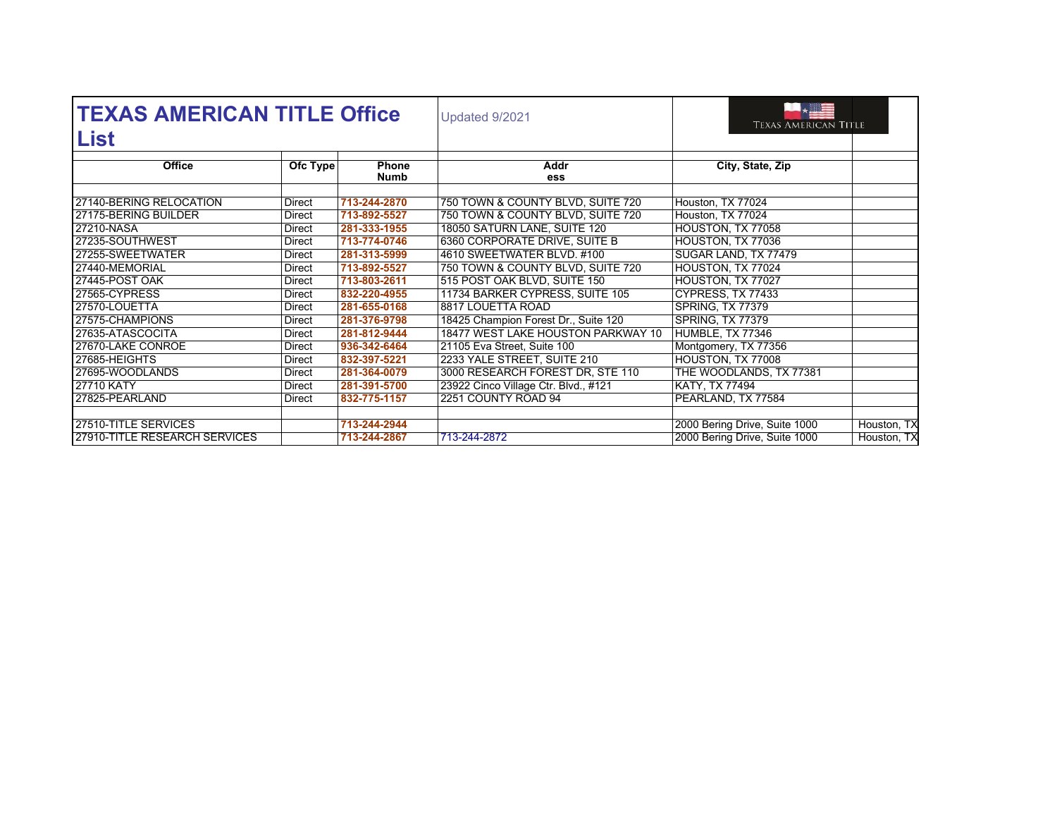# TEXAS AMERICAN TITLE Office List

Updated 9/2021

TEXAS AMERICAN TITLE

| Office | Ofc Type | Phone Numb | Addr ess | City, State, Zip | |
|---|---|---|---|---|---|
| 27140-BERING RELOCATION | Direct | 713-244-2870 | 750 TOWN & COUNTY BLVD, SUITE 720 | Houston, TX 77024 | |
| 27175-BERING BUILDER | Direct | 713-892-5527 | 750 TOWN & COUNTY BLVD, SUITE 720 | Houston, TX 77024 | |
| 27210-NASA | Direct | 281-333-1955 | 18050 SATURN LANE, SUITE 120 | HOUSTON, TX 77058 | |
| 27235-SOUTHWEST | Direct | 713-774-0746 | 6360 CORPORATE DRIVE, SUITE B | HOUSTON, TX 77036 | |
| 27255-SWEETWATER | Direct | 281-313-5999 | 4610 SWEETWATER BLVD. #100 | SUGAR LAND, TX 77479 | |
| 27440-MEMORIAL | Direct | 713-892-5527 | 750 TOWN & COUNTY BLVD, SUITE 720 | HOUSTON, TX 77024 | |
| 27445-POST OAK | Direct | 713-803-2611 | 515 POST OAK BLVD, SUITE 150 | HOUSTON, TX 77027 | |
| 27565-CYPRESS | Direct | 832-220-4955 | 11734 BARKER CYPRESS, SUITE 105 | CYPRESS, TX 77433 | |
| 27570-LOUETTA | Direct | 281-655-0168 | 8817 LOUETTA ROAD | SPRING, TX 77379 | |
| 27575-CHAMPIONS | Direct | 281-376-9798 | 18425 Champion Forest Dr., Suite 120 | SPRING, TX 77379 | |
| 27635-ATASCOCITA | Direct | 281-812-9444 | 18477 WEST LAKE HOUSTON PARKWAY 10 | HUMBLE, TX 77346 | |
| 27670-LAKE CONROE | Direct | 936-342-6464 | 21105 Eva Street, Suite 100 | Montgomery, TX 77356 | |
| 27685-HEIGHTS | Direct | 832-397-5221 | 2233 YALE STREET, SUITE 210 | HOUSTON, TX 77008 | |
| 27695-WOODLANDS | Direct | 281-364-0079 | 3000 RESEARCH FOREST DR, STE 110 | THE WOODLANDS, TX 77381 | |
| 27710 KATY | Direct | 281-391-5700 | 23922 Cinco Village Ctr. Blvd., #121 | KATY, TX 77494 | |
| 27825-PEARLAND | Direct | 832-775-1157 | 2251 COUNTY ROAD 94 | PEARLAND, TX 77584 | |
| | | | | | |
| 27510-TITLE SERVICES | | 713-244-2944 | | 2000 Bering Drive, Suite 1000 | Houston, TX |
| 27910-TITLE RESEARCH SERVICES | | 713-244-2867 | 713-244-2872 | 2000 Bering Drive, Suite 1000 | Houston, TX |